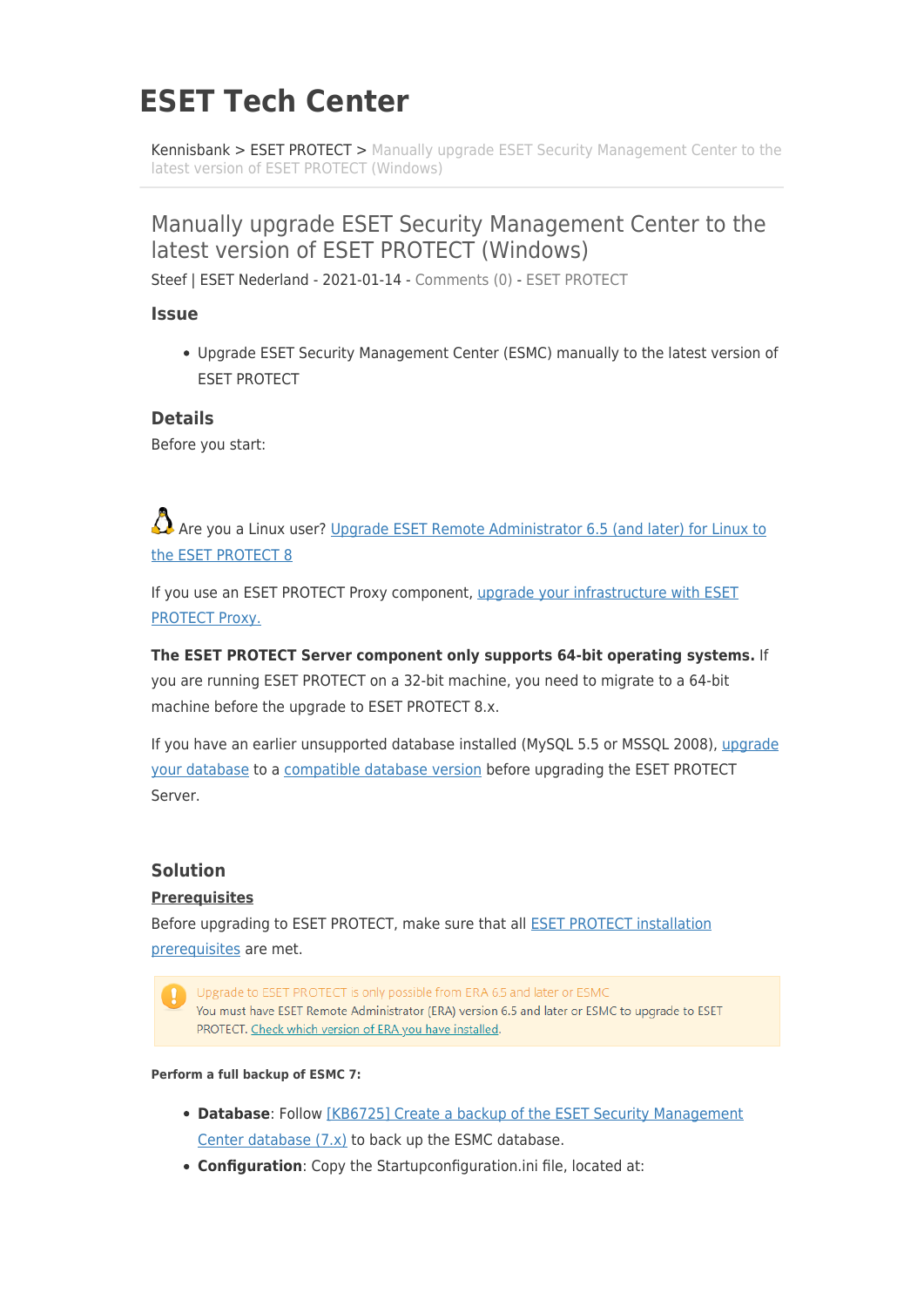# ESET Tech Center

Kennisbank > ESET PROTECT > Manually upgrade ESET Security Management Center to the latest version of ESET PROTECT (Windows)

## Manually upgrade ESET Security Management Center to the latest version of ESET PROTECT (Windows)

Steef | ESET Nederland - 2021-01-14 - Comments (0) - ESET PROTECT

### Issue

- Upgrade ESET Security Management Center (ESMC) manually to the latest version of ESET PROTECT

### Details

Before you start:

Are you a Linux user? [Upgrade ESET Remote Administrator 6.5 (and later) for Linux to the ESET PROTECT 8]

If you use an ESET PROTECT Proxy component, [upgrade your infrastructure with ESET PROTECT Proxy.]

**The ESET PROTECT Server component only supports 64-bit operating systems.** If you are running ESET PROTECT on a 32-bit machine, you need to migrate to a 64-bit machine before the upgrade to ESET PROTECT 8.x.

If you have an earlier unsupported database installed (MySQL 5.5 or MSSQL 2008), [upgrade your database] to a [compatible database version] before upgrading the ESET PROTECT Server.

### Solution

**Prerequisites**

Before upgrading to ESET PROTECT, make sure that all [ESET PROTECT installation prerequisites] are met.

> Upgrade to ESET PROTECT is only possible from ERA 6.5 and later or ESMC
> You must have ESET Remote Administrator (ERA) version 6.5 and later or ESMC to upgrade to ESET PROTECT. [Check which version of ERA you have installed.]

**Perform a full backup of ESMC 7:**

- **Database**: Follow [[KB6725] Create a backup of the ESET Security Management Center database (7.x)] to back up the ESMC database.
- **Configuration**: Copy the Startupconfiguration.ini file, located at: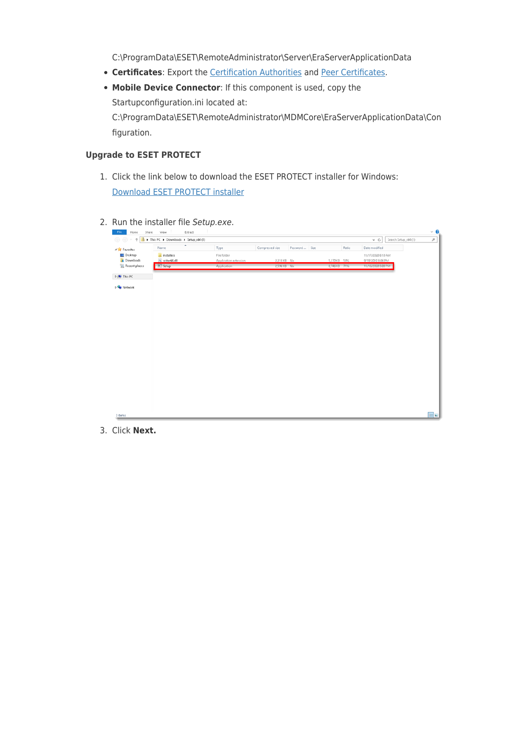C:\ProgramData\ESET\RemoteAdministrator\Server\EraServerApplicationData

- **Certificates**: Export the Certification Authorities and Peer Certificates.
- **Mobile Device Connector**: If this component is used, copy the Startupconfiguration.ini located at: C:\ProgramData\ESET\RemoteAdministrator\MDMCore\EraServerApplicationData\Configuration.

### Upgrade to ESET PROTECT

1. Click the link below to download the ESET PROTECT installer for Windows: Download ESET PROTECT installer
2. Run the installer file *Setup.exe*.
3. Click **Next.**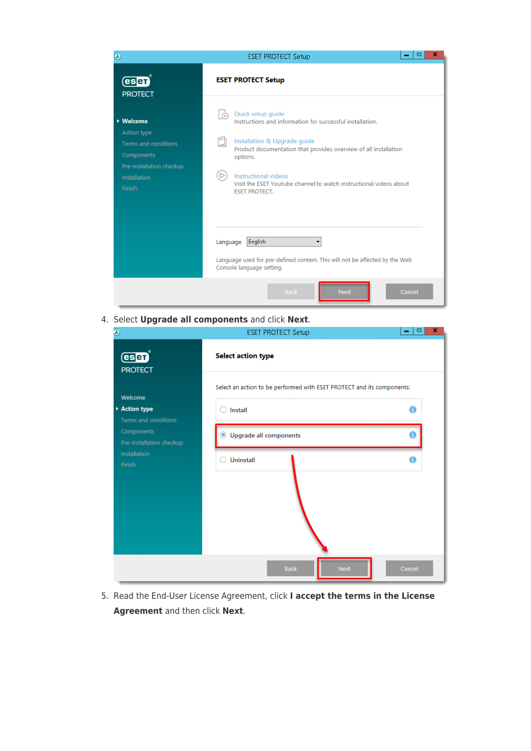4. Select **Upgrade all components** and click **Next**.

5. Read the End-User License Agreement, click **I accept the terms in the License Agreement** and then click **Next**.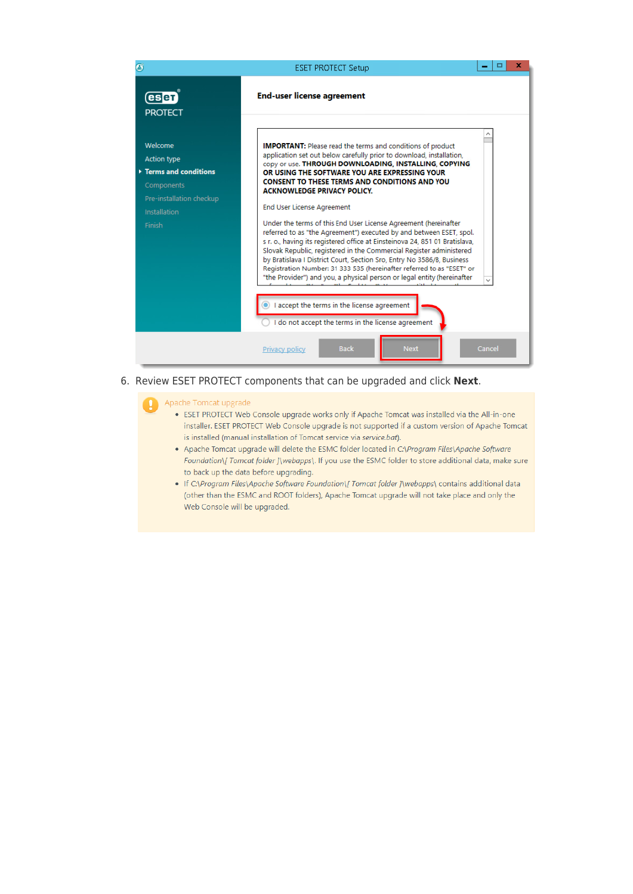6. Review ESET PROTECT components that can be upgraded and click **Next**.

Apache Tomcat upgrade

- ESET PROTECT Web Console upgrade works only if Apache Tomcat was installed via the All-in-one installer. ESET PROTECT Web Console upgrade is not supported if a custom version of Apache Tomcat is installed (manual installation of Tomcat service via *service.bat*).
- Apache Tomcat upgrade will delete the ESMC folder located in C:\*Program Files\Apache Software Foundation\[ Tomcat folder ]\webapps\*. If you use the ESMC folder to store additional data, make sure to back up the data before upgrading.
- If *C:\Program Files\Apache Software Foundation\[ Tomcat folder ]\webapps\* contains additional data (other than the ESMC and ROOT folders), Apache Tomcat upgrade will not take place and only the Web Console will be upgraded.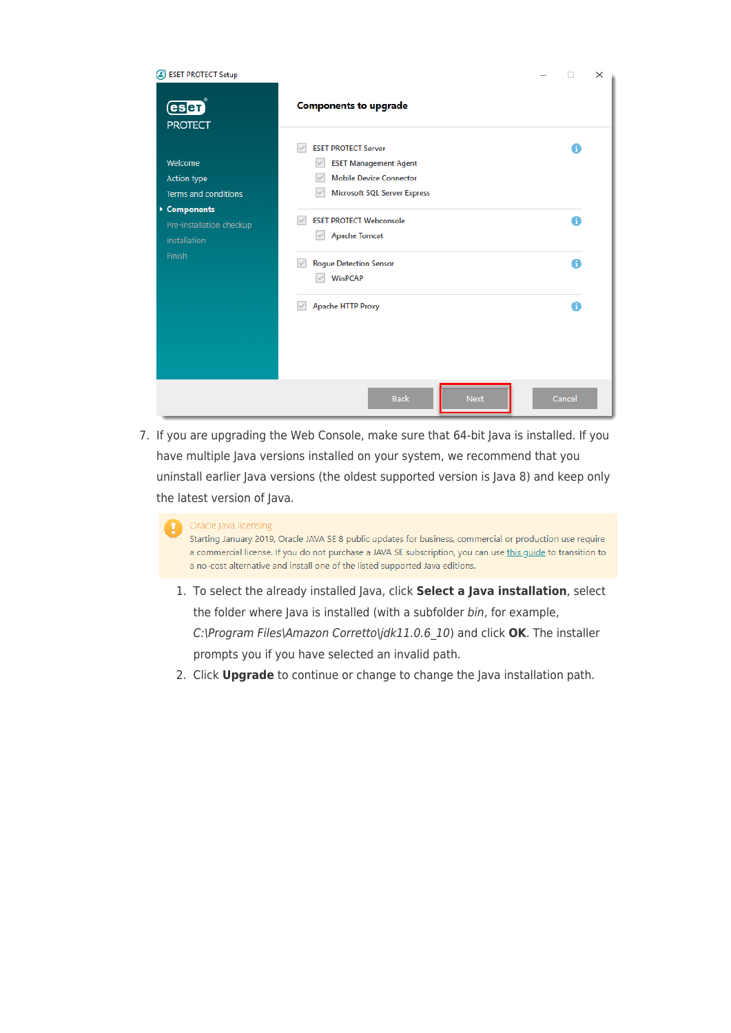7. If you are upgrading the Web Console, make sure that 64-bit Java is installed. If you have multiple Java versions installed on your system, we recommend that you uninstall earlier Java versions (the oldest supported version is Java 8) and keep only the latest version of Java.

> **Oracle Java licensing**
> Starting January 2019, Oracle JAVA SE 8 public updates for business, commercial or production use require a commercial license. If you do not purchase a JAVA SE subscription, you can use this guide to transition to a no-cost alternative and install one of the listed supported Java editions.

1. To select the already installed Java, click **Select a Java installation**, select the folder where Java is installed (with a subfolder *bin*, for example, *C:\Program Files\Amazon Corretto\jdk11.0.6_10*) and click **OK**. The installer prompts you if you have selected an invalid path.
2. Click **Upgrade** to continue or change to change the Java installation path.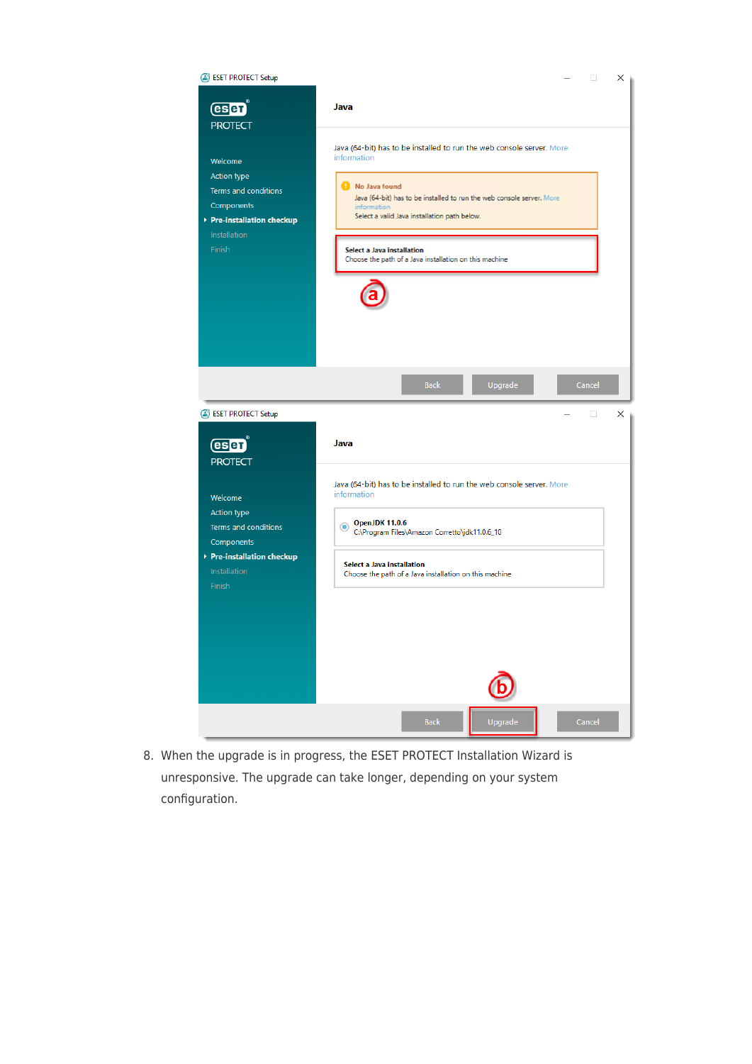8. When the upgrade is in progress, the ESET PROTECT Installation Wizard is unresponsive. The upgrade can take longer, depending on your system configuration.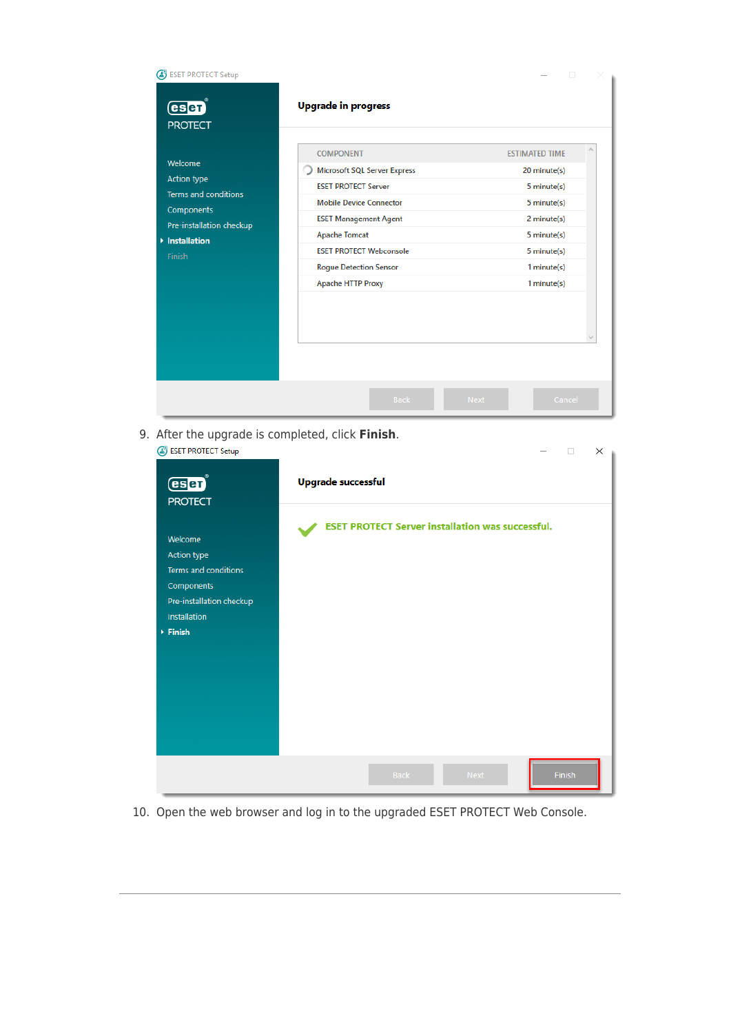9. After the upgrade is completed, click **Finish**.

10. Open the web browser and log in to the upgraded ESET PROTECT Web Console.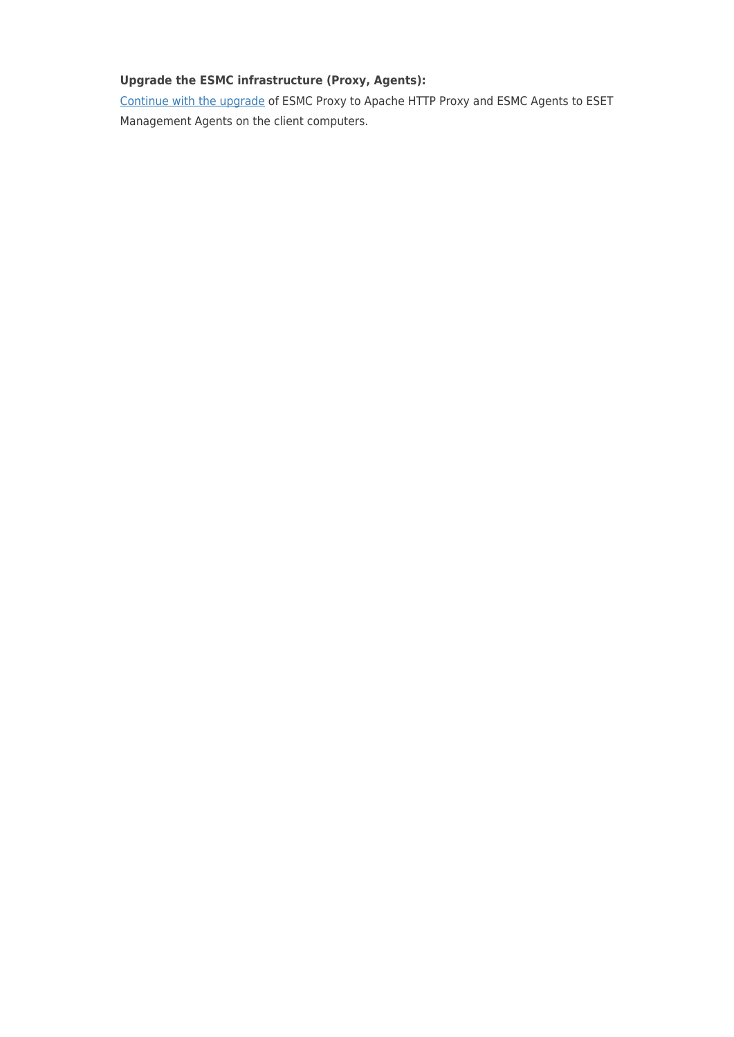**Upgrade the ESMC infrastructure (Proxy, Agents):**

Continue with the upgrade of ESMC Proxy to Apache HTTP Proxy and ESMC Agents to ESET Management Agents on the client computers.